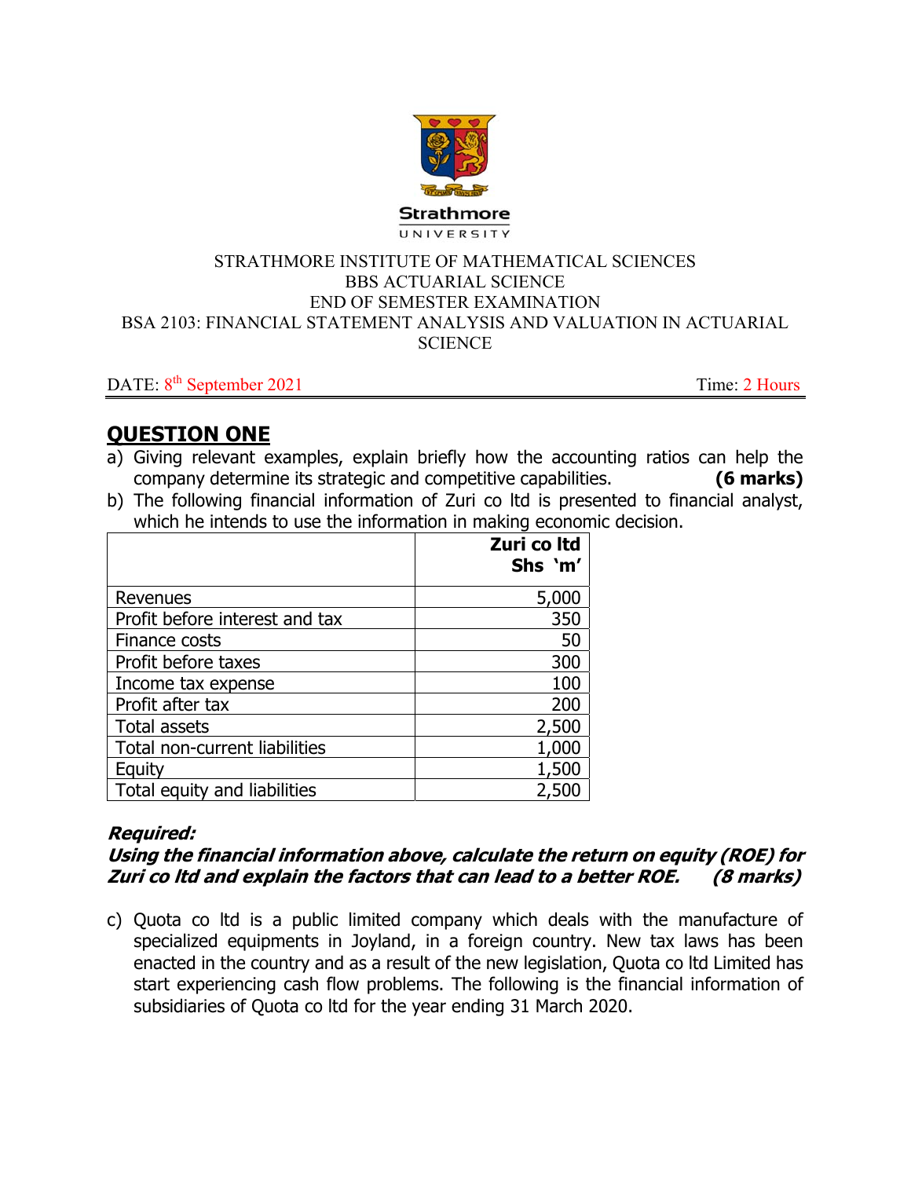Strathmore
UNIVERSITY

STRATHMORE INSTITUTE OF MATHEMATICAL SCIENCES
BBS ACTUARIAL SCIENCE
END OF SEMESTER EXAMINATION
BSA 2103: FINANCIAL STATEMENT ANALYSIS AND VALUATION IN ACTUARIAL SCIENCE

DATE: 8th September 2021 Time: 2 Hours

## QUESTION ONE

a) Giving relevant examples, explain briefly how the accounting ratios can help the company determine its strategic and competitive capabilities. **(6 marks)**

b) The following financial information of Zuri co ltd is presented to financial analyst, which he intends to use the information in making economic decision.

| | **Zuri co ltd Shs 'm'** |
|---|---:|
| Revenues | 5,000 |
| Profit before interest and tax | 350 |
| Finance costs | 50 |
| Profit before taxes | 300 |
| Income tax expense | 100 |
| Profit after tax | 200 |
| Total assets | 2,500 |
| Total non-current liabilities | 1,000 |
| Equity | 1,500 |
| Total equity and liabilities | 2,500 |

***Required:***

***Using the financial information above, calculate the return on equity (ROE) for Zuri co ltd and explain the factors that can lead to a better ROE. (8 marks)***

c) Quota co ltd is a public limited company which deals with the manufacture of specialized equipments in Joyland, in a foreign country. New tax laws has been enacted in the country and as a result of the new legislation, Quota co ltd Limited has start experiencing cash flow problems. The following is the financial information of subsidiaries of Quota co ltd for the year ending 31 March 2020.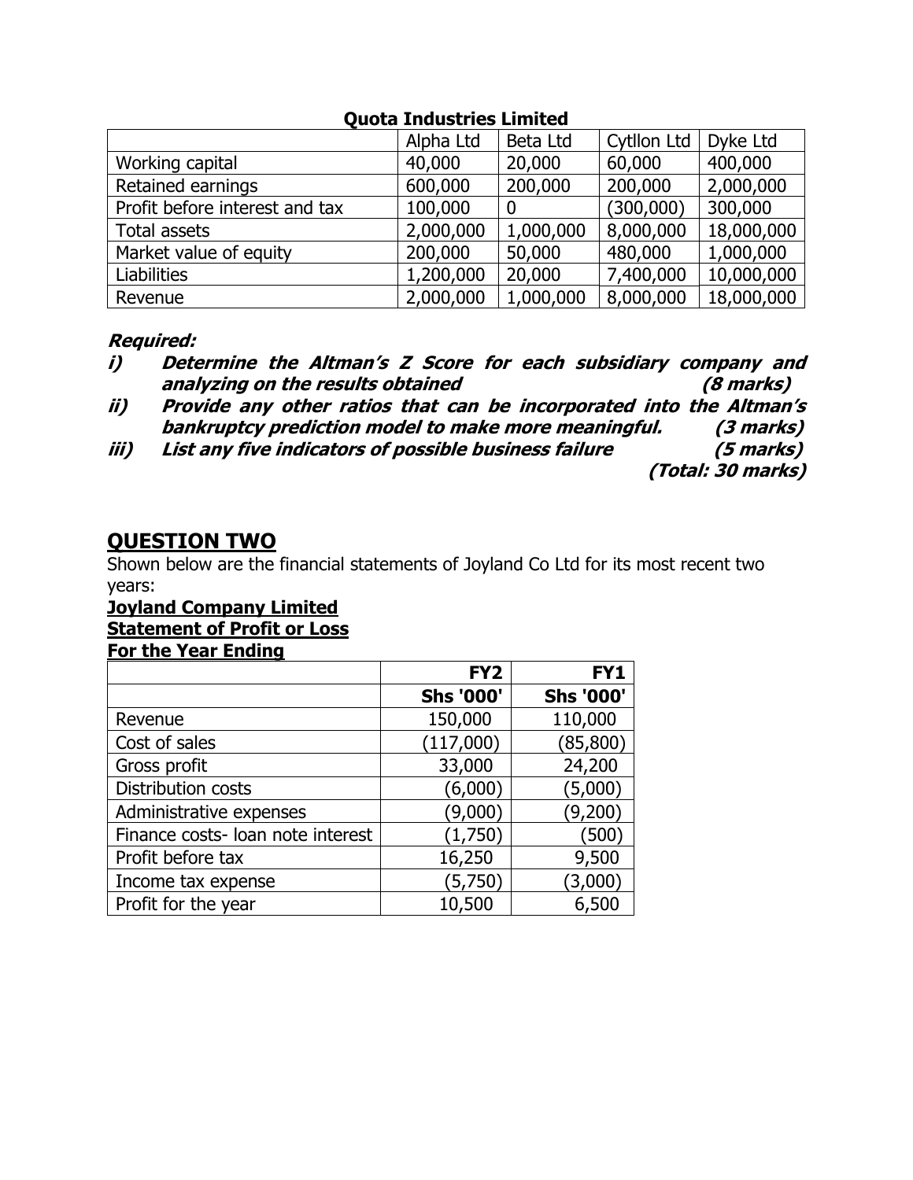**Quota Industries Limited**

| | Alpha Ltd | Beta Ltd | Cytllon Ltd | Dyke Ltd |
|---|---|---|---|---|
| Working capital | 40,000 | 20,000 | 60,000 | 400,000 |
| Retained earnings | 600,000 | 200,000 | 200,000 | 2,000,000 |
| Profit before interest and tax | 100,000 | 0 | (300,000) | 300,000 |
| Total assets | 2,000,000 | 1,000,000 | 8,000,000 | 18,000,000 |
| Market value of equity | 200,000 | 50,000 | 480,000 | 1,000,000 |
| Liabilities | 1,200,000 | 20,000 | 7,400,000 | 10,000,000 |
| Revenue | 2,000,000 | 1,000,000 | 8,000,000 | 18,000,000 |

***Required:***

***i) Determine the Altman's Z Score for each subsidiary company and analyzing on the results obtained (8 marks)***

***ii) Provide any other ratios that can be incorporated into the Altman's bankruptcy prediction model to make more meaningful. (3 marks)***

***iii) List any five indicators of possible business failure (5 marks)***

***(Total: 30 marks)***

## QUESTION TWO

Shown below are the financial statements of Joyland Co Ltd for its most recent two years:

**Joyland Company Limited**
**Statement of Profit or Loss**
**For the Year Ending**

| | FY2 | FY1 |
|---|---|---|
| | **Shs '000'** | **Shs '000'** |
| Revenue | 150,000 | 110,000 |
| Cost of sales | (117,000) | (85,800) |
| Gross profit | 33,000 | 24,200 |
| Distribution costs | (6,000) | (5,000) |
| Administrative expenses | (9,000) | (9,200) |
| Finance costs- loan note interest | (1,750) | (500) |
| Profit before tax | 16,250 | 9,500 |
| Income tax expense | (5,750) | (3,000) |
| Profit for the year | 10,500 | 6,500 |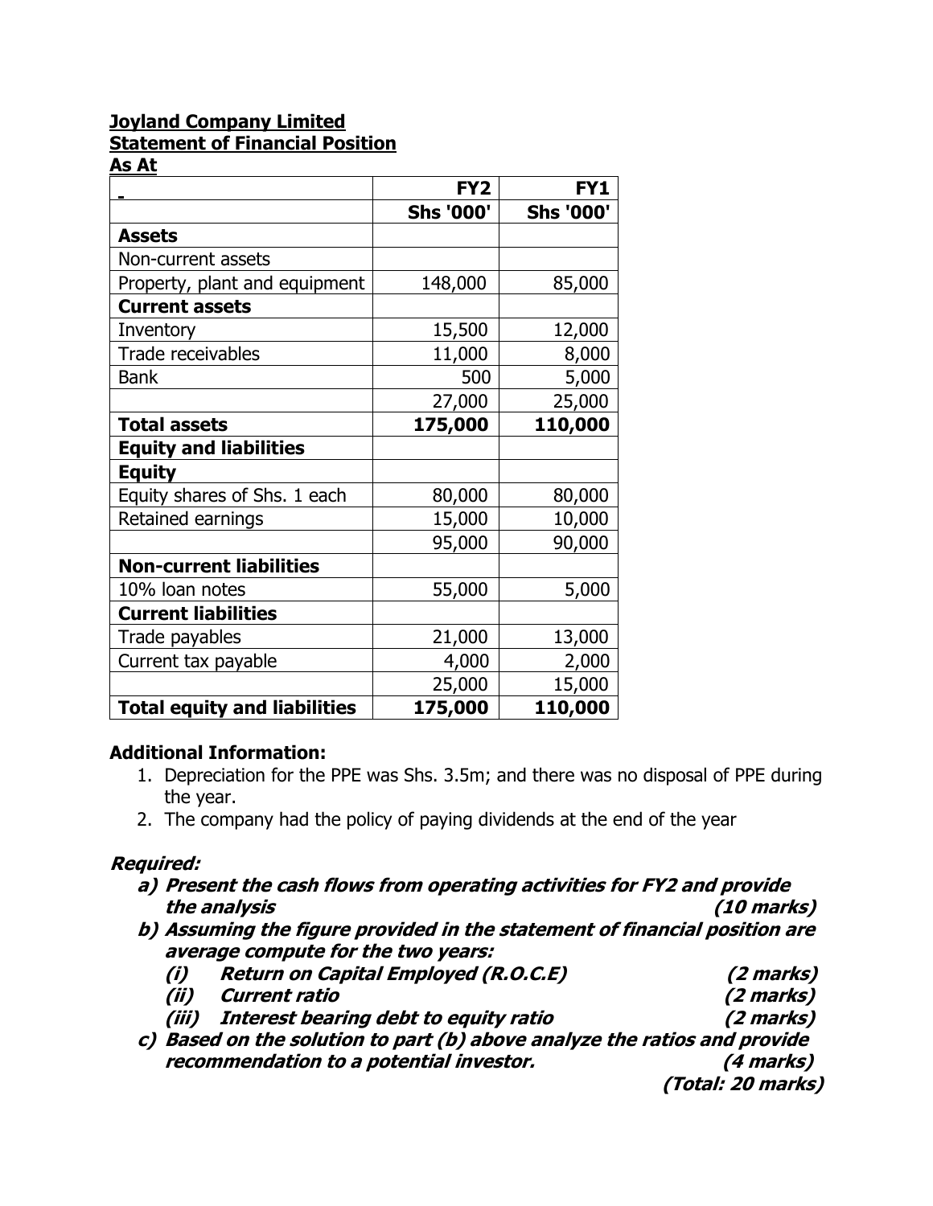**Joyland Company Limited**
**Statement of Financial Position**
**As At**

| - | FY2 | FY1 |
|---|---|---|
| | **Shs '000'** | **Shs '000'** |
| **Assets** | | |
| Non-current assets | | |
| Property, plant and equipment | 148,000 | 85,000 |
| **Current assets** | | |
| Inventory | 15,500 | 12,000 |
| Trade receivables | 11,000 | 8,000 |
| Bank | 500 | 5,000 |
| | 27,000 | 25,000 |
| **Total assets** | **175,000** | **110,000** |
| **Equity and liabilities** | | |
| **Equity** | | |
| Equity shares of Shs. 1 each | 80,000 | 80,000 |
| Retained earnings | 15,000 | 10,000 |
| | 95,000 | 90,000 |
| **Non-current liabilities** | | |
| 10% loan notes | 55,000 | 5,000 |
| **Current liabilities** | | |
| Trade payables | 21,000 | 13,000 |
| Current tax payable | 4,000 | 2,000 |
| | 25,000 | 15,000 |
| **Total equity and liabilities** | **175,000** | **110,000** |

**Additional Information:**

1. Depreciation for the PPE was Shs. 3.5m; and there was no disposal of PPE during the year.
2. The company had the policy of paying dividends at the end of the year

***Required:***

***a) Present the cash flows from operating activities for FY2 and provide the analysis (10 marks)***

***b) Assuming the figure provided in the statement of financial position are average compute for the two years:***

- ***(i) Return on Capital Employed (R.O.C.E) (2 marks)***
- ***(ii) Current ratio (2 marks)***
- ***(iii) Interest bearing debt to equity ratio (2 marks)***

***c) Based on the solution to part (b) above analyze the ratios and provide recommendation to a potential investor. (4 marks)***

***(Total: 20 marks)***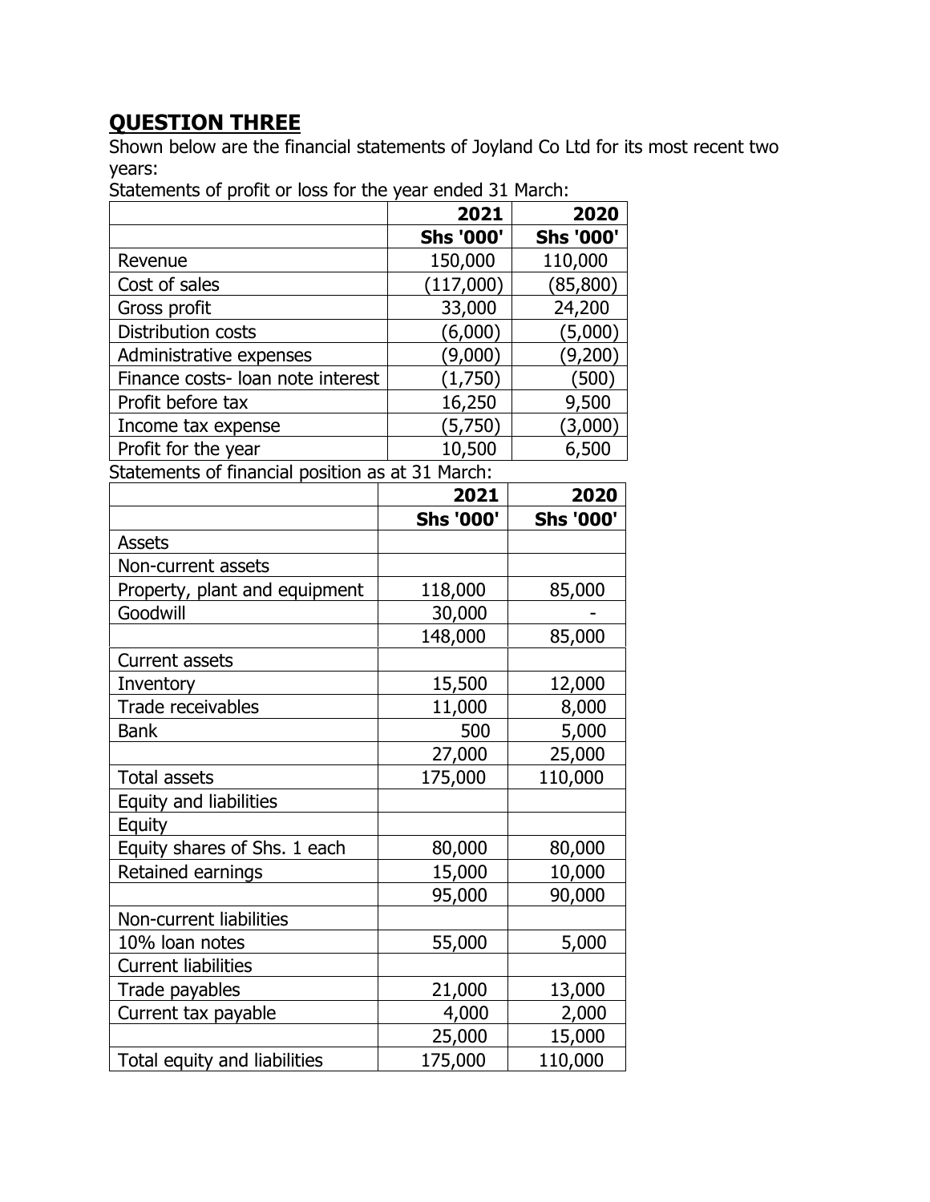## QUESTION THREE

Shown below are the financial statements of Joyland Co Ltd for its most recent two years:

Statements of profit or loss for the year ended 31 March:

| | 2021 | 2020 |
|---|---|---|
| | **Shs '000'** | **Shs '000'** |
| Revenue | 150,000 | 110,000 |
| Cost of sales | (117,000) | (85,800) |
| Gross profit | 33,000 | 24,200 |
| Distribution costs | (6,000) | (5,000) |
| Administrative expenses | (9,000) | (9,200) |
| Finance costs- loan note interest | (1,750) | (500) |
| Profit before tax | 16,250 | 9,500 |
| Income tax expense | (5,750) | (3,000) |
| Profit for the year | 10,500 | 6,500 |

Statements of financial position as at 31 March:

| | 2021 | 2020 |
|---|---|---|
| | **Shs '000'** | **Shs '000'** |
| Assets | | |
| Non-current assets | | |
| Property, plant and equipment | 118,000 | 85,000 |
| Goodwill | 30,000 | - |
| | 148,000 | 85,000 |
| Current assets | | |
| Inventory | 15,500 | 12,000 |
| Trade receivables | 11,000 | 8,000 |
| Bank | 500 | 5,000 |
| | 27,000 | 25,000 |
| Total assets | 175,000 | 110,000 |
| Equity and liabilities | | |
| Equity | | |
| Equity shares of Shs. 1 each | 80,000 | 80,000 |
| Retained earnings | 15,000 | 10,000 |
| | 95,000 | 90,000 |
| Non-current liabilities | | |
| 10% loan notes | 55,000 | 5,000 |
| Current liabilities | | |
| Trade payables | 21,000 | 13,000 |
| Current tax payable | 4,000 | 2,000 |
| | 25,000 | 15,000 |
| Total equity and liabilities | 175,000 | 110,000 |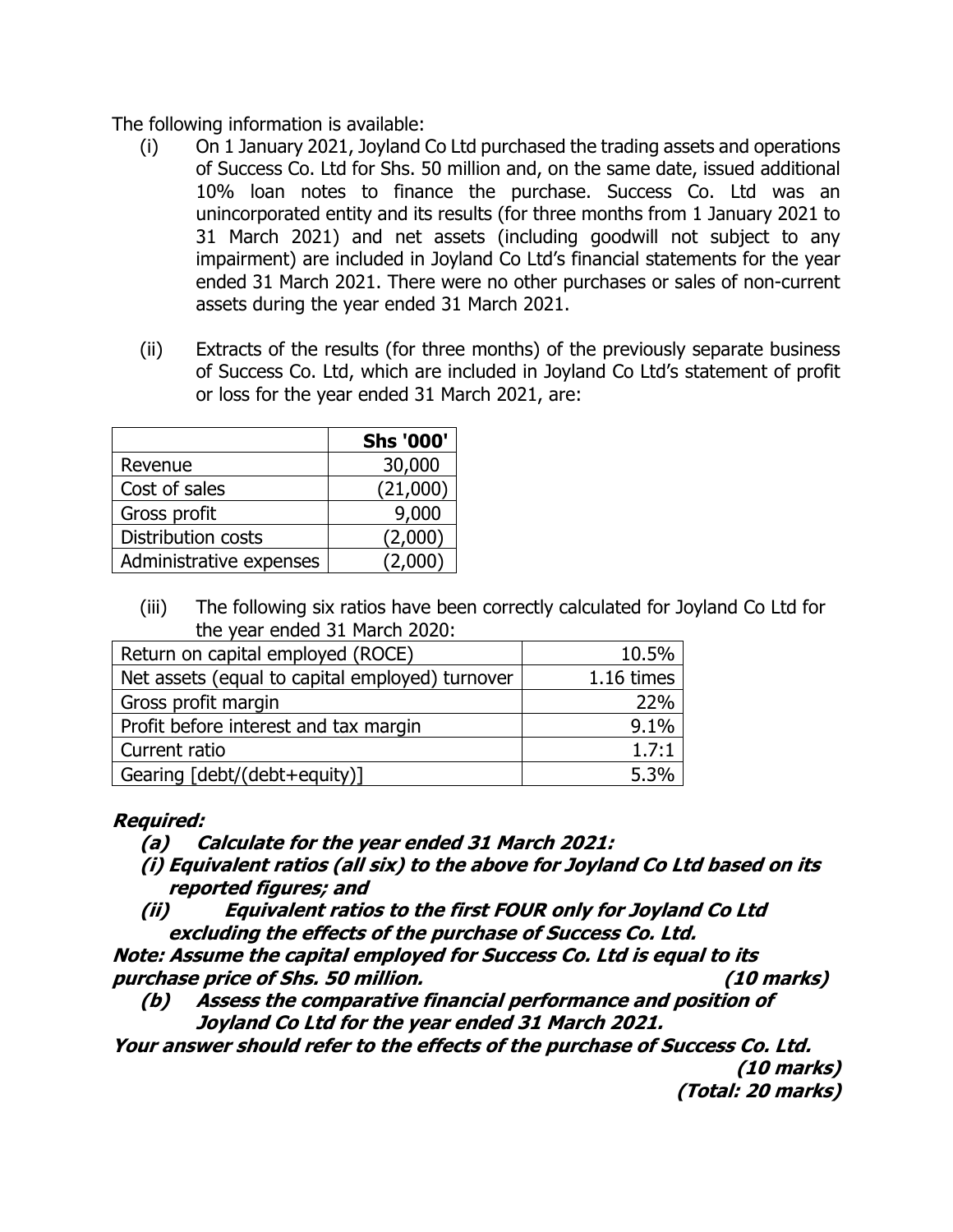The following information is available:

(i) On 1 January 2021, Joyland Co Ltd purchased the trading assets and operations of Success Co. Ltd for Shs. 50 million and, on the same date, issued additional 10% loan notes to finance the purchase. Success Co. Ltd was an unincorporated entity and its results (for three months from 1 January 2021 to 31 March 2021) and net assets (including goodwill not subject to any impairment) are included in Joyland Co Ltd's financial statements for the year ended 31 March 2021. There were no other purchases or sales of non-current assets during the year ended 31 March 2021.

(ii) Extracts of the results (for three months) of the previously separate business of Success Co. Ltd, which are included in Joyland Co Ltd's statement of profit or loss for the year ended 31 March 2021, are:

| | **Shs '000'** |
|---|---|
| Revenue | 30,000 |
| Cost of sales | (21,000) |
| Gross profit | 9,000 |
| Distribution costs | (2,000) |
| Administrative expenses | (2,000) |

(iii) The following six ratios have been correctly calculated for Joyland Co Ltd for the year ended 31 March 2020:

| | |
|---|---|
| Return on capital employed (ROCE) | 10.5% |
| Net assets (equal to capital employed) turnover | 1.16 times |
| Gross profit margin | 22% |
| Profit before interest and tax margin | 9.1% |
| Current ratio | 1.7:1 |
| Gearing [debt/(debt+equity)] | 5.3% |

***Required:***

***(a) Calculate for the year ended 31 March 2021:***

***(i) Equivalent ratios (all six) to the above for Joyland Co Ltd based on its reported figures; and***

***(ii) Equivalent ratios to the first FOUR only for Joyland Co Ltd excluding the effects of the purchase of Success Co. Ltd.***

***Note: Assume the capital employed for Success Co. Ltd is equal to its purchase price of Shs. 50 million.*** ***(10 marks)***

***(b) Assess the comparative financial performance and position of Joyland Co Ltd for the year ended 31 March 2021.***

***Your answer should refer to the effects of the purchase of Success Co. Ltd.*** ***(10 marks)***

***(Total: 20 marks)***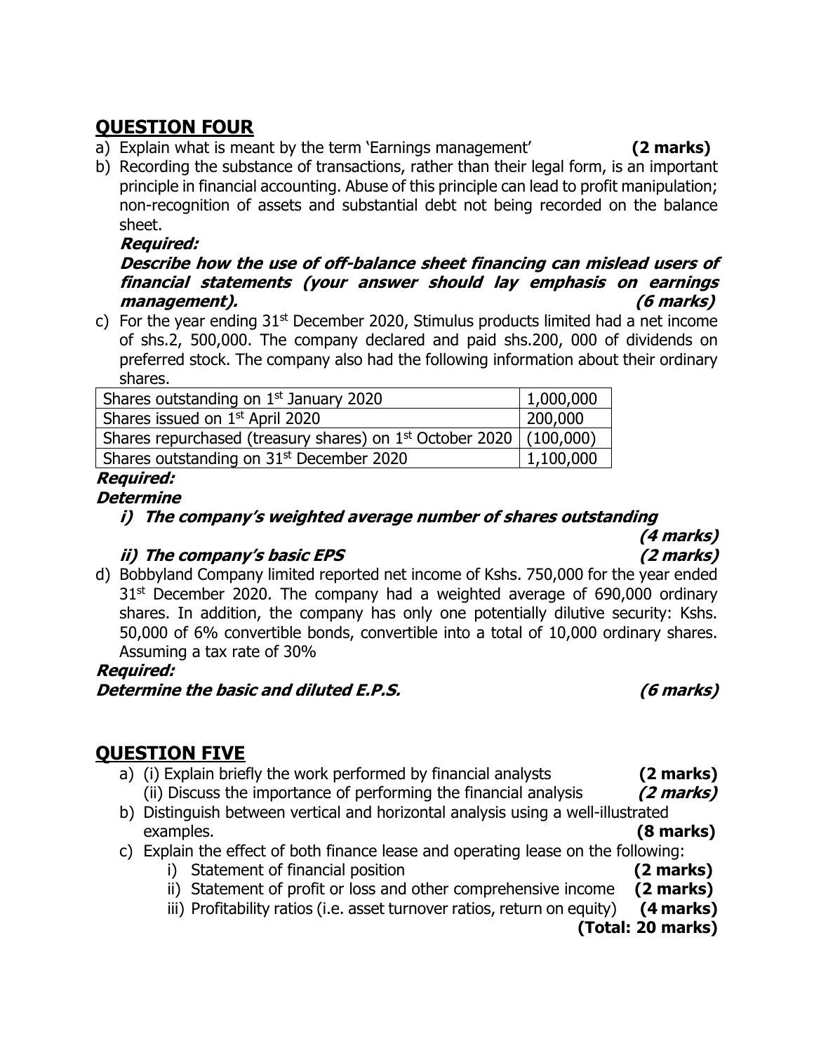## QUESTION FOUR

a) Explain what is meant by the term 'Earnings management' **(2 marks)**

b) Recording the substance of transactions, rather than their legal form, is an important principle in financial accounting. Abuse of this principle can lead to profit manipulation; non-recognition of assets and substantial debt not being recorded on the balance sheet.

***Required:***

***Describe how the use of off-balance sheet financing can mislead users of financial statements (your answer should lay emphasis on earnings management). (6 marks)***

c) For the year ending 31st December 2020, Stimulus products limited had a net income of shs.2, 500,000. The company declared and paid shs.200, 000 of dividends on preferred stock. The company also had the following information about their ordinary shares.

| | |
|---|---|
| Shares outstanding on 1st January 2020 | 1,000,000 |
| Shares issued on 1st April 2020 | 200,000 |
| Shares repurchased (treasury shares) on 1st October 2020 | (100,000) |
| Shares outstanding on 31st December 2020 | 1,100,000 |

***Required:***

***Determine***

***i) The company's weighted average number of shares outstanding (4 marks)***

***ii) The company's basic EPS (2 marks)***

d) Bobbyland Company limited reported net income of Kshs. 750,000 for the year ended 31st December 2020. The company had a weighted average of 690,000 ordinary shares. In addition, the company has only one potentially dilutive security: Kshs. 50,000 of 6% convertible bonds, convertible into a total of 10,000 ordinary shares. Assuming a tax rate of 30%

***Required:***

***Determine the basic and diluted E.P.S. (6 marks)***

## QUESTION FIVE

a) (i) Explain briefly the work performed by financial analysts **(2 marks)**

(ii) Discuss the importance of performing the financial analysis ***(2 marks)***

b) Distinguish between vertical and horizontal analysis using a well-illustrated examples. **(8 marks)**

c) Explain the effect of both finance lease and operating lease on the following:

i) Statement of financial position **(2 marks)**

ii) Statement of profit or loss and other comprehensive income **(2 marks)**

iii) Profitability ratios (i.e. asset turnover ratios, return on equity) **(4 marks)**

**(Total: 20 marks)**